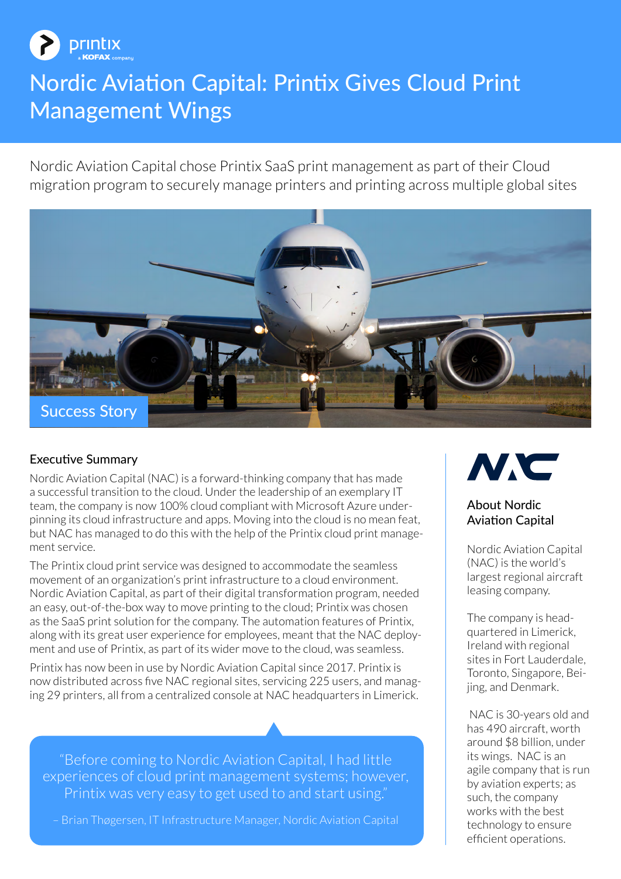printix
a KOFAX company

# Nordic Aviation Capital: Printix Gives Cloud Print Management Wings

Nordic Aviation Capital chose Printix SaaS print management as part of their Cloud migration program to securely manage printers and printing across multiple global sites

Success Story

## Executive Summary

Nordic Aviation Capital (NAC) is a forward-thinking company that has made a successful transition to the cloud. Under the leadership of an exemplary IT team, the company is now 100% cloud compliant with Microsoft Azure underpinning its cloud infrastructure and apps. Moving into the cloud is no mean feat, but NAC has managed to do this with the help of the Printix cloud print management service.

The Printix cloud print service was designed to accommodate the seamless movement of an organization's print infrastructure to a cloud environment. Nordic Aviation Capital, as part of their digital transformation program, needed an easy, out-of-the-box way to move printing to the cloud; Printix was chosen as the SaaS print solution for the company. The automation features of Printix, along with its great user experience for employees, meant that the NAC deployment and use of Printix, as part of its wider move to the cloud, was seamless.

Printix has now been in use by Nordic Aviation Capital since 2017. Printix is now distributed across five NAC regional sites, servicing 225 users, and managing 29 printers, all from a centralized console at NAC headquarters in Limerick.

> "Before coming to Nordic Aviation Capital, I had little experiences of cloud print management systems; however, Printix was very easy to get used to and start using."
>
> – Brian Thøgersen, IT Infrastructure Manager, Nordic Aviation Capital

NAC

### About Nordic Aviation Capital

Nordic Aviation Capital (NAC) is the world's largest regional aircraft leasing company.

The company is headquartered in Limerick, Ireland with regional sites in Fort Lauderdale, Toronto, Singapore, Beijing, and Denmark.

NAC is 30-years old and has 490 aircraft, worth around $8 billion, under its wings. NAC is an agile company that is run by aviation experts; as such, the company works with the best technology to ensure efficient operations.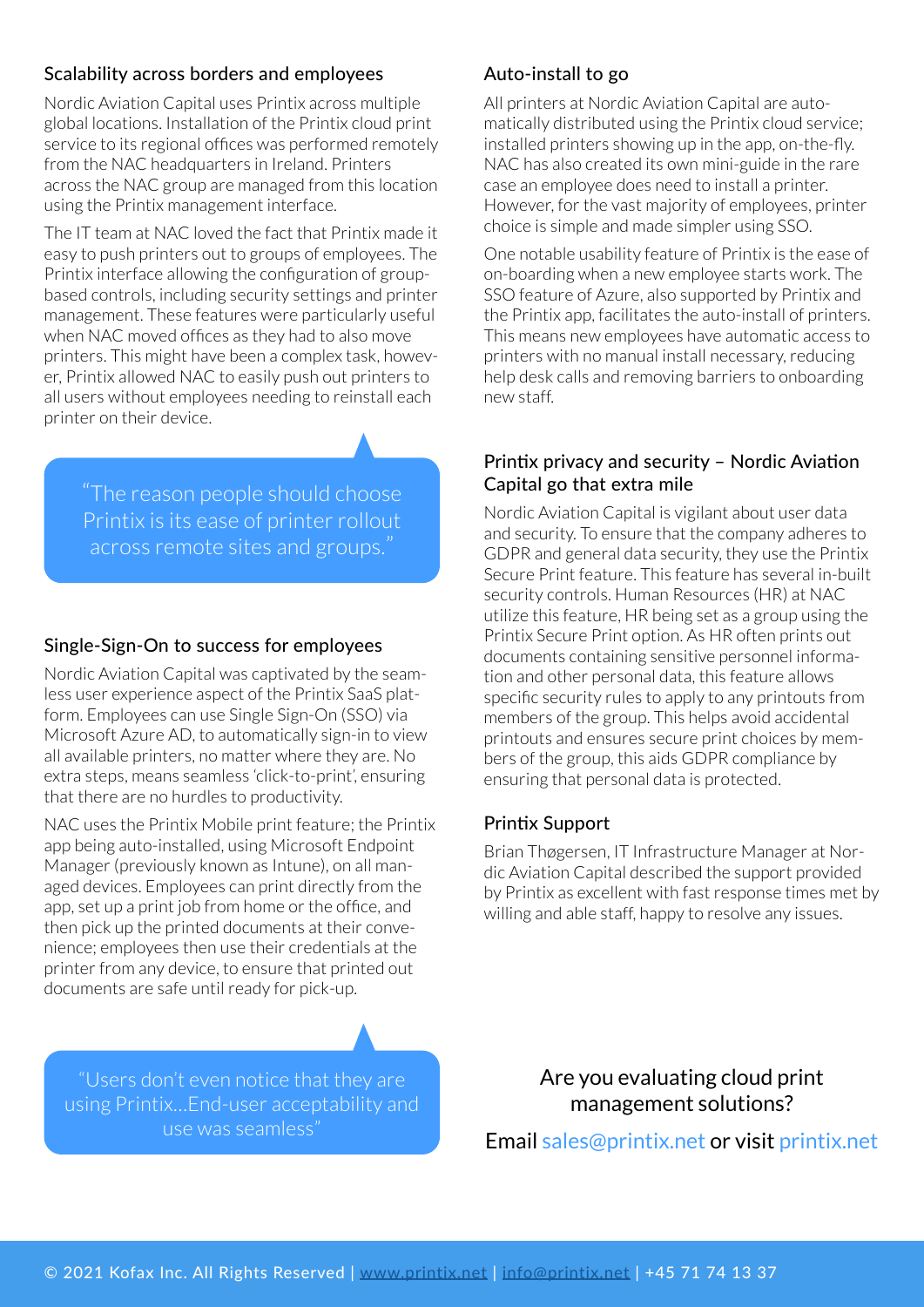## Scalability across borders and employees

Nordic Aviation Capital uses Printix across multiple global locations. Installation of the Printix cloud print service to its regional offices was performed remotely from the NAC headquarters in Ireland. Printers across the NAC group are managed from this location using the Printix management interface.

The IT team at NAC loved the fact that Printix made it easy to push printers out to groups of employees. The Printix interface allowing the configuration of group-based controls, including security settings and printer management. These features were particularly useful when NAC moved offices as they had to also move printers. This might have been a complex task, however, Printix allowed NAC to easily push out printers to all users without employees needing to reinstall each printer on their device.

> "The reason people should choose Printix is its ease of printer rollout across remote sites and groups."

## Single-Sign-On to success for employees

Nordic Aviation Capital was captivated by the seamless user experience aspect of the Printix SaaS platform. Employees can use Single Sign-On (SSO) via Microsoft Azure AD, to automatically sign-in to view all available printers, no matter where they are. No extra steps, means seamless 'click-to-print', ensuring that there are no hurdles to productivity.

NAC uses the Printix Mobile print feature; the Printix app being auto-installed, using Microsoft Endpoint Manager (previously known as Intune), on all managed devices. Employees can print directly from the app, set up a print job from home or the office, and then pick up the printed documents at their convenience; employees then use their credentials at the printer from any device, to ensure that printed out documents are safe until ready for pick-up.

> "Users don't even notice that they are using Printix…End-user acceptability and use was seamless"

## Auto-install to go

All printers at Nordic Aviation Capital are automatically distributed using the Printix cloud service; installed printers showing up in the app, on-the-fly. NAC has also created its own mini-guide in the rare case an employee does need to install a printer. However, for the vast majority of employees, printer choice is simple and made simpler using SSO.

One notable usability feature of Printix is the ease of on-boarding when a new employee starts work. The SSO feature of Azure, also supported by Printix and the Printix app, facilitates the auto-install of printers. This means new employees have automatic access to printers with no manual install necessary, reducing help desk calls and removing barriers to onboarding new staff.

## Printix privacy and security – Nordic Aviation Capital go that extra mile

Nordic Aviation Capital is vigilant about user data and security. To ensure that the company adheres to GDPR and general data security, they use the Printix Secure Print feature. This feature has several in-built security controls. Human Resources (HR) at NAC utilize this feature, HR being set as a group using the Printix Secure Print option. As HR often prints out documents containing sensitive personnel information and other personal data, this feature allows specific security rules to apply to any printouts from members of the group. This helps avoid accidental printouts and ensures secure print choices by members of the group, this aids GDPR compliance by ensuring that personal data is protected.

## Printix Support

Brian Thøgersen, IT Infrastructure Manager at Nordic Aviation Capital described the support provided by Printix as excellent with fast response times met by willing and able staff, happy to resolve any issues.

Are you evaluating cloud print management solutions?

Email sales@printix.net or visit printix.net

© 2021 Kofax Inc. All Rights Reserved | www.printix.net | info@printix.net | +45 71 74 13 37